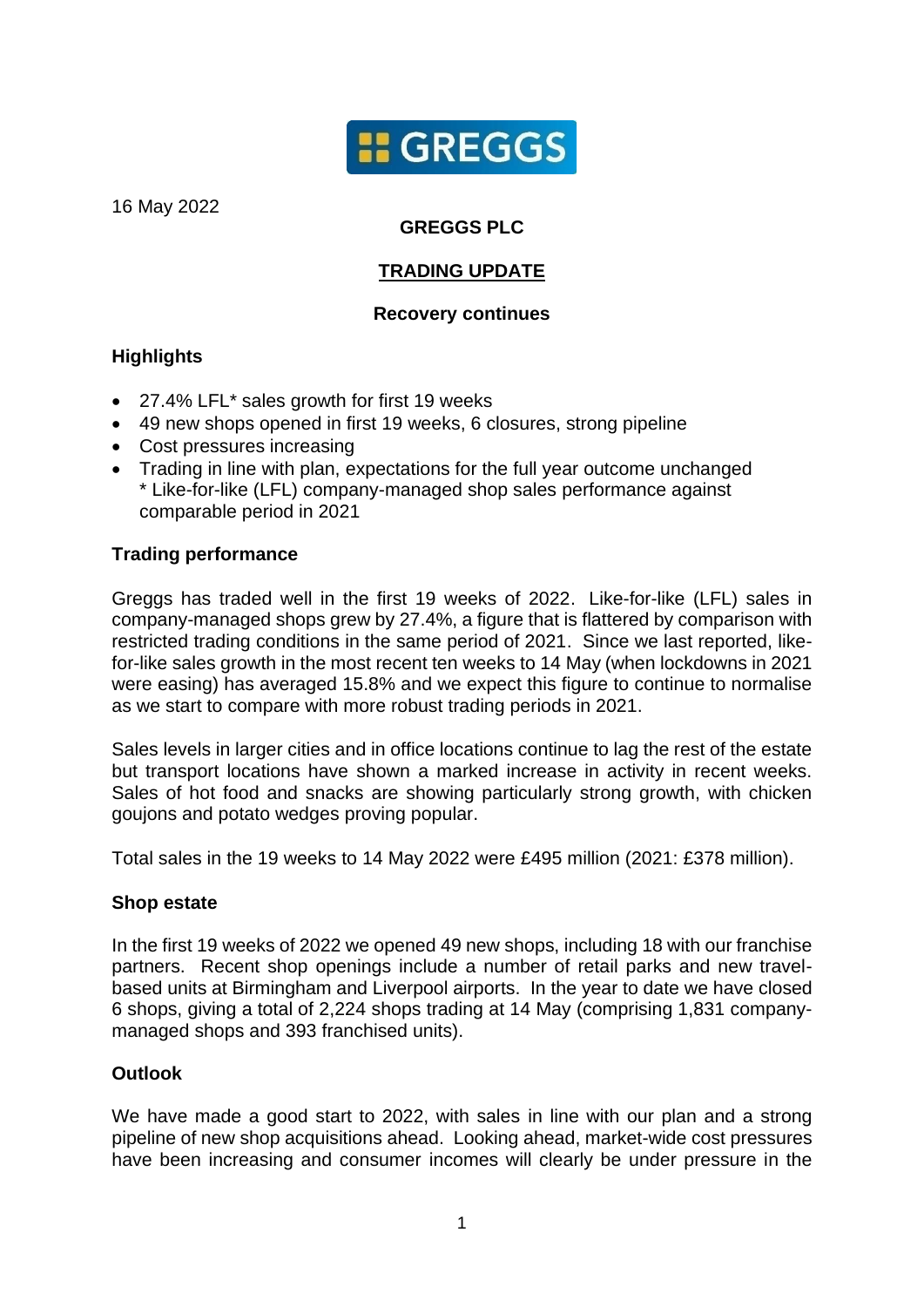16 May 2022

**GREGGS PLC**

**TRADING UPDATE**

**Recovery continues**

## Highlights

- 27.4% LFL* sales growth for first 19 weeks
- 49 new shops opened in first 19 weeks, 6 closures, strong pipeline
- Cost pressures increasing
- Trading in line with plan, expectations for the full year outcome unchanged
  * Like-for-like (LFL) company-managed shop sales performance against comparable period in 2021

## Trading performance

Greggs has traded well in the first 19 weeks of 2022. Like-for-like (LFL) sales in company-managed shops grew by 27.4%, a figure that is flattered by comparison with restricted trading conditions in the same period of 2021. Since we last reported, like-for-like sales growth in the most recent ten weeks to 14 May (when lockdowns in 2021 were easing) has averaged 15.8% and we expect this figure to continue to normalise as we start to compare with more robust trading periods in 2021.

Sales levels in larger cities and in office locations continue to lag the rest of the estate but transport locations have shown a marked increase in activity in recent weeks. Sales of hot food and snacks are showing particularly strong growth, with chicken goujons and potato wedges proving popular.

Total sales in the 19 weeks to 14 May 2022 were £495 million (2021: £378 million).

## Shop estate

In the first 19 weeks of 2022 we opened 49 new shops, including 18 with our franchise partners. Recent shop openings include a number of retail parks and new travel-based units at Birmingham and Liverpool airports. In the year to date we have closed 6 shops, giving a total of 2,224 shops trading at 14 May (comprising 1,831 company-managed shops and 393 franchised units).

## Outlook

We have made a good start to 2022, with sales in line with our plan and a strong pipeline of new shop acquisitions ahead. Looking ahead, market-wide cost pressures have been increasing and consumer incomes will clearly be under pressure in the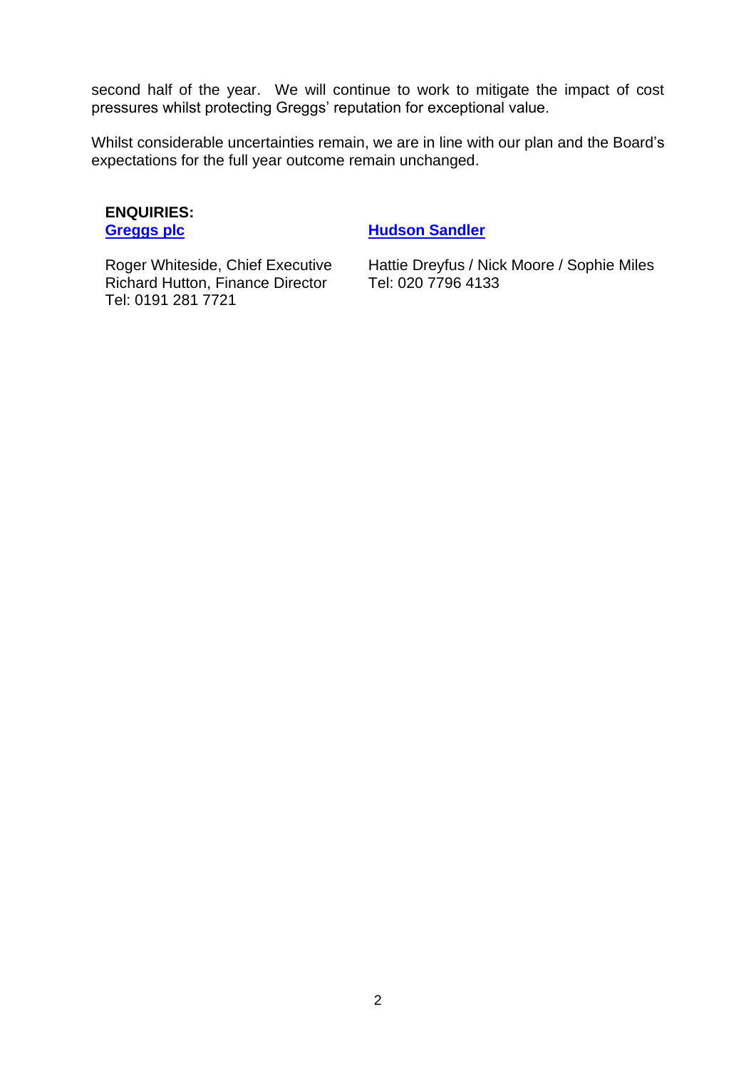second half of the year. We will continue to work to mitigate the impact of cost pressures whilst protecting Greggs' reputation for exceptional value.

Whilst considerable uncertainties remain, we are in line with our plan and the Board's expectations for the full year outcome remain unchanged.

**ENQUIRIES:**

**Greggs plc**

Roger Whiteside, Chief Executive
Richard Hutton, Finance Director
Tel: 0191 281 7721

**Hudson Sandler**

Hattie Dreyfus / Nick Moore / Sophie Miles
Tel: 020 7796 4133